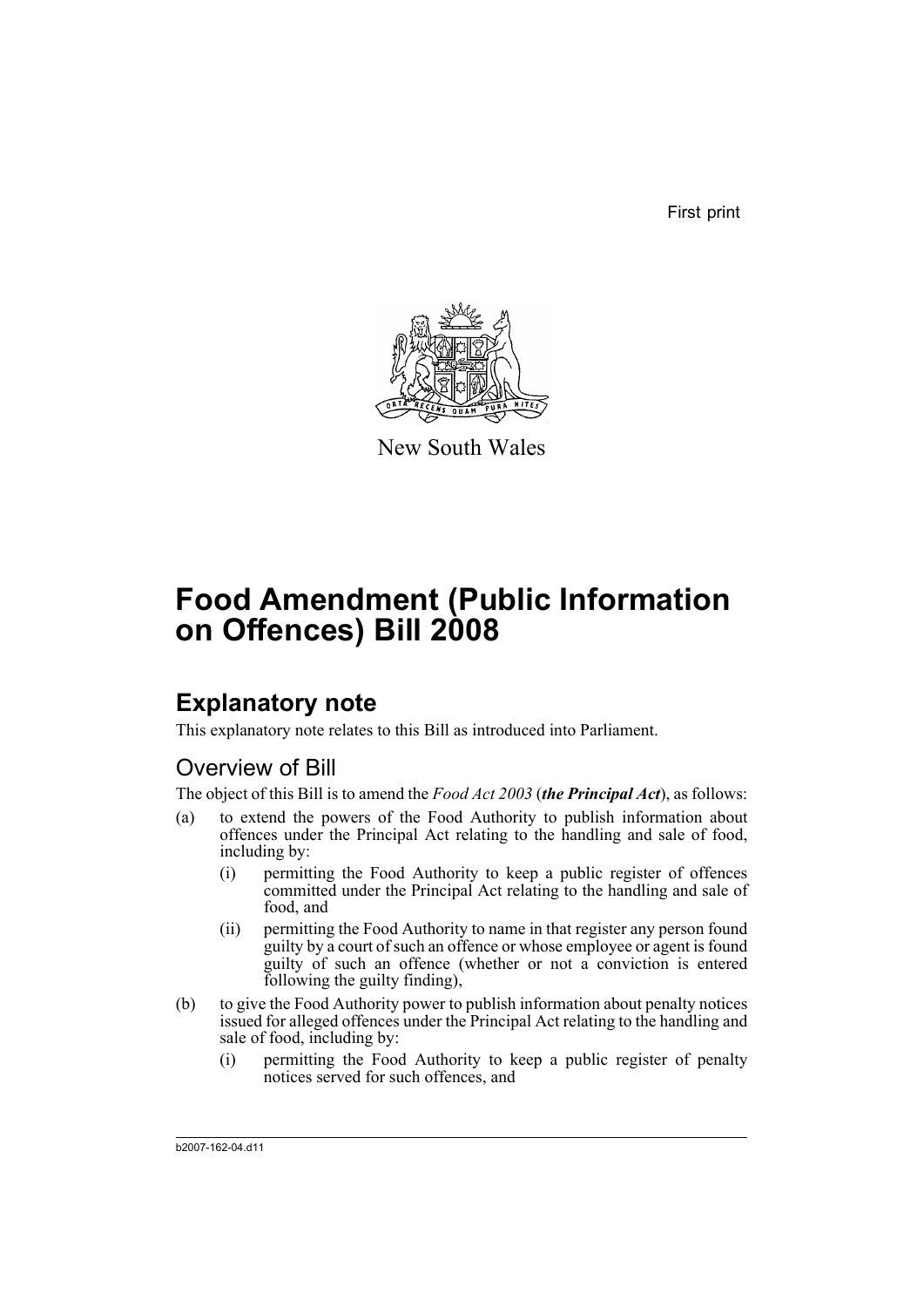First print

New South Wales

# Food Amendment (Public Information on Offences) Bill 2008

## Explanatory note

This explanatory note relates to this Bill as introduced into Parliament.

### Overview of Bill

The object of this Bill is to amend the *Food Act 2003* (***the Principal Act***), as follows:

(a) to extend the powers of the Food Authority to publish information about offences under the Principal Act relating to the handling and sale of food, including by:

  (i) permitting the Food Authority to keep a public register of offences committed under the Principal Act relating to the handling and sale of food, and

  (ii) permitting the Food Authority to name in that register any person found guilty by a court of such an offence or whose employee or agent is found guilty of such an offence (whether or not a conviction is entered following the guilty finding),

(b) to give the Food Authority power to publish information about penalty notices issued for alleged offences under the Principal Act relating to the handling and sale of food, including by:

  (i) permitting the Food Authority to keep a public register of penalty notices served for such offences, and

b2007-162-04.d11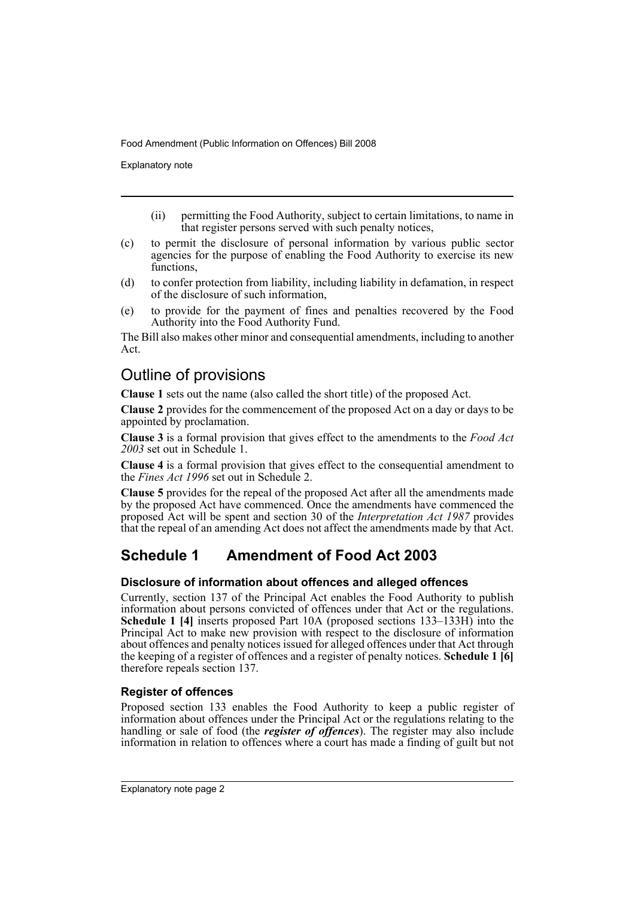(ii) permitting the Food Authority, subject to certain limitations, to name in that register persons served with such penalty notices,

(c) to permit the disclosure of personal information by various public sector agencies for the purpose of enabling the Food Authority to exercise its new functions,

(d) to confer protection from liability, including liability in defamation, in respect of the disclosure of such information,

(e) to provide for the payment of fines and penalties recovered by the Food Authority into the Food Authority Fund.

The Bill also makes other minor and consequential amendments, including to another Act.

## Outline of provisions

**Clause 1** sets out the name (also called the short title) of the proposed Act.

**Clause 2** provides for the commencement of the proposed Act on a day or days to be appointed by proclamation.

**Clause 3** is a formal provision that gives effect to the amendments to the *Food Act 2003* set out in Schedule 1.

**Clause 4** is a formal provision that gives effect to the consequential amendment to the *Fines Act 1996* set out in Schedule 2.

**Clause 5** provides for the repeal of the proposed Act after all the amendments made by the proposed Act have commenced. Once the amendments have commenced the proposed Act will be spent and section 30 of the *Interpretation Act 1987* provides that the repeal of an amending Act does not affect the amendments made by that Act.

## Schedule 1 Amendment of Food Act 2003

### Disclosure of information about offences and alleged offences

Currently, section 137 of the Principal Act enables the Food Authority to publish information about persons convicted of offences under that Act or the regulations. **Schedule 1 [4]** inserts proposed Part 10A (proposed sections 133–133H) into the Principal Act to make new provision with respect to the disclosure of information about offences and penalty notices issued for alleged offences under that Act through the keeping of a register of offences and a register of penalty notices. **Schedule 1 [6]** therefore repeals section 137.

### Register of offences

Proposed section 133 enables the Food Authority to keep a public register of information about offences under the Principal Act or the regulations relating to the handling or sale of food (the ***register of offences***). The register may also include information in relation to offences where a court has made a finding of guilt but not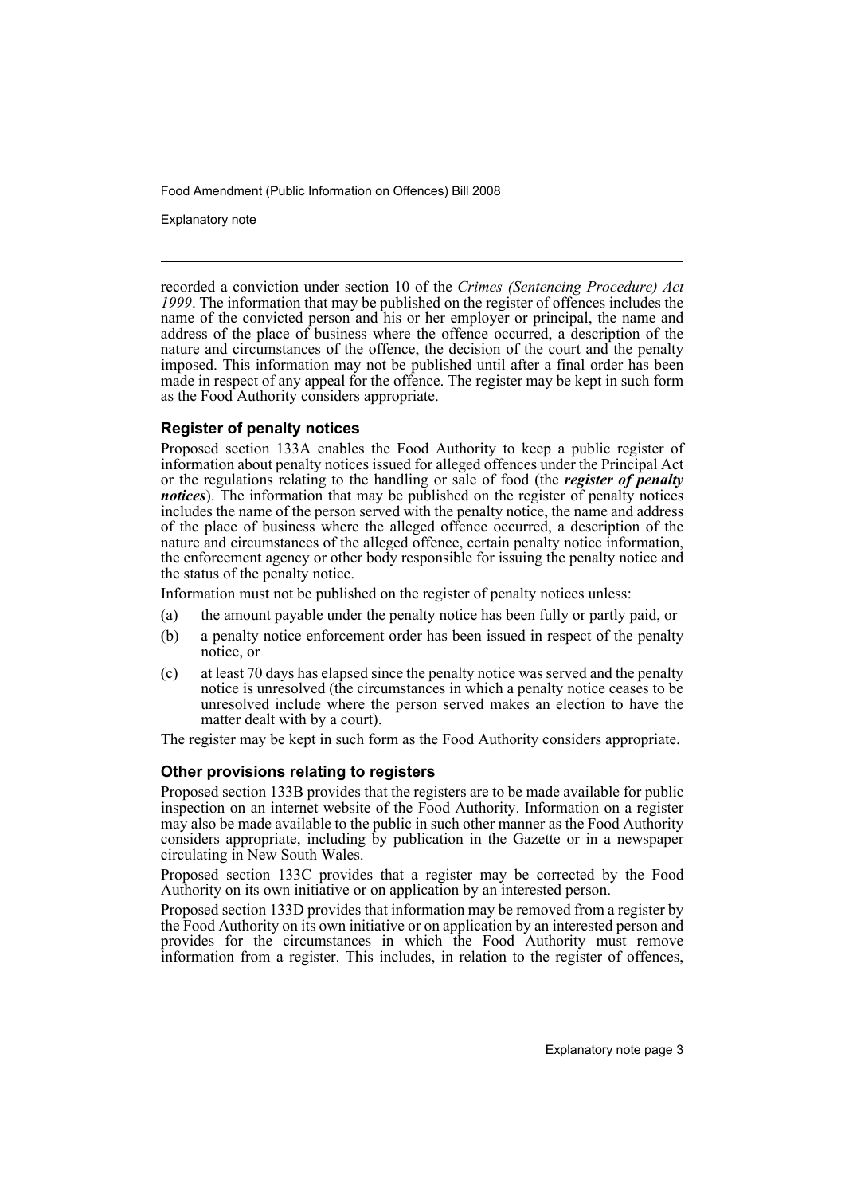recorded a conviction under section 10 of the *Crimes (Sentencing Procedure) Act 1999*. The information that may be published on the register of offences includes the name of the convicted person and his or her employer or principal, the name and address of the place of business where the offence occurred, a description of the nature and circumstances of the offence, the decision of the court and the penalty imposed. This information may not be published until after a final order has been made in respect of any appeal for the offence. The register may be kept in such form as the Food Authority considers appropriate.

### Register of penalty notices

Proposed section 133A enables the Food Authority to keep a public register of information about penalty notices issued for alleged offences under the Principal Act or the regulations relating to the handling or sale of food (the ***register of penalty notices***). The information that may be published on the register of penalty notices includes the name of the person served with the penalty notice, the name and address of the place of business where the alleged offence occurred, a description of the nature and circumstances of the alleged offence, certain penalty notice information, the enforcement agency or other body responsible for issuing the penalty notice and the status of the penalty notice.

Information must not be published on the register of penalty notices unless:

(a) the amount payable under the penalty notice has been fully or partly paid, or

(b) a penalty notice enforcement order has been issued in respect of the penalty notice, or

(c) at least 70 days has elapsed since the penalty notice was served and the penalty notice is unresolved (the circumstances in which a penalty notice ceases to be unresolved include where the person served makes an election to have the matter dealt with by a court).

The register may be kept in such form as the Food Authority considers appropriate.

### Other provisions relating to registers

Proposed section 133B provides that the registers are to be made available for public inspection on an internet website of the Food Authority. Information on a register may also be made available to the public in such other manner as the Food Authority considers appropriate, including by publication in the Gazette or in a newspaper circulating in New South Wales.

Proposed section 133C provides that a register may be corrected by the Food Authority on its own initiative or on application by an interested person.

Proposed section 133D provides that information may be removed from a register by the Food Authority on its own initiative or on application by an interested person and provides for the circumstances in which the Food Authority must remove information from a register. This includes, in relation to the register of offences,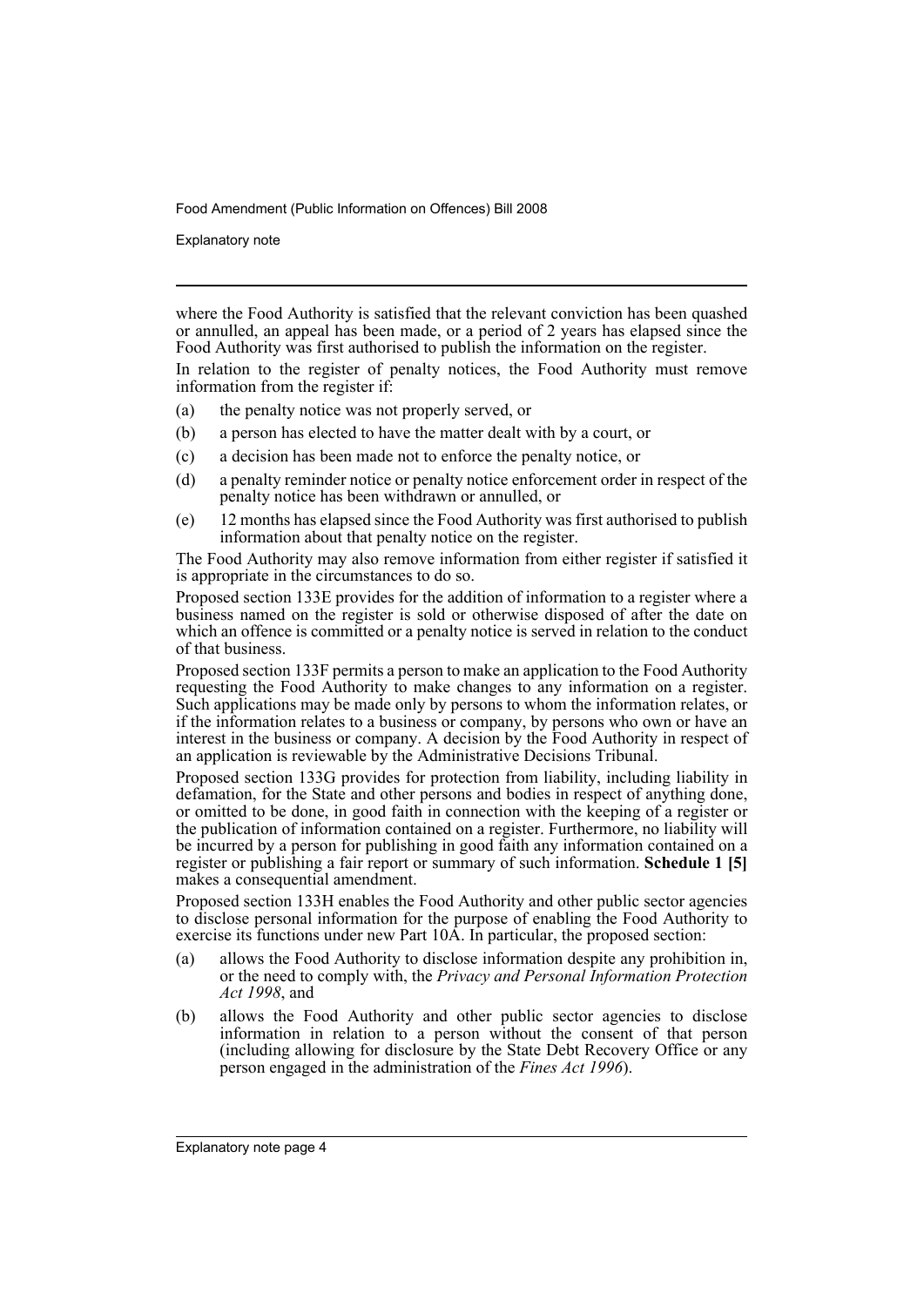where the Food Authority is satisfied that the relevant conviction has been quashed or annulled, an appeal has been made, or a period of 2 years has elapsed since the Food Authority was first authorised to publish the information on the register.

In relation to the register of penalty notices, the Food Authority must remove information from the register if:

(a) the penalty notice was not properly served, or

(b) a person has elected to have the matter dealt with by a court, or

(c) a decision has been made not to enforce the penalty notice, or

(d) a penalty reminder notice or penalty notice enforcement order in respect of the penalty notice has been withdrawn or annulled, or

(e) 12 months has elapsed since the Food Authority was first authorised to publish information about that penalty notice on the register.

The Food Authority may also remove information from either register if satisfied it is appropriate in the circumstances to do so.

Proposed section 133E provides for the addition of information to a register where a business named on the register is sold or otherwise disposed of after the date on which an offence is committed or a penalty notice is served in relation to the conduct of that business.

Proposed section 133F permits a person to make an application to the Food Authority requesting the Food Authority to make changes to any information on a register. Such applications may be made only by persons to whom the information relates, or if the information relates to a business or company, by persons who own or have an interest in the business or company. A decision by the Food Authority in respect of an application is reviewable by the Administrative Decisions Tribunal.

Proposed section 133G provides for protection from liability, including liability in defamation, for the State and other persons and bodies in respect of anything done, or omitted to be done, in good faith in connection with the keeping of a register or the publication of information contained on a register. Furthermore, no liability will be incurred by a person for publishing in good faith any information contained on a register or publishing a fair report or summary of such information. **Schedule 1 [5]** makes a consequential amendment.

Proposed section 133H enables the Food Authority and other public sector agencies to disclose personal information for the purpose of enabling the Food Authority to exercise its functions under new Part 10A. In particular, the proposed section:

(a) allows the Food Authority to disclose information despite any prohibition in, or the need to comply with, the *Privacy and Personal Information Protection Act 1998*, and

(b) allows the Food Authority and other public sector agencies to disclose information in relation to a person without the consent of that person (including allowing for disclosure by the State Debt Recovery Office or any person engaged in the administration of the *Fines Act 1996*).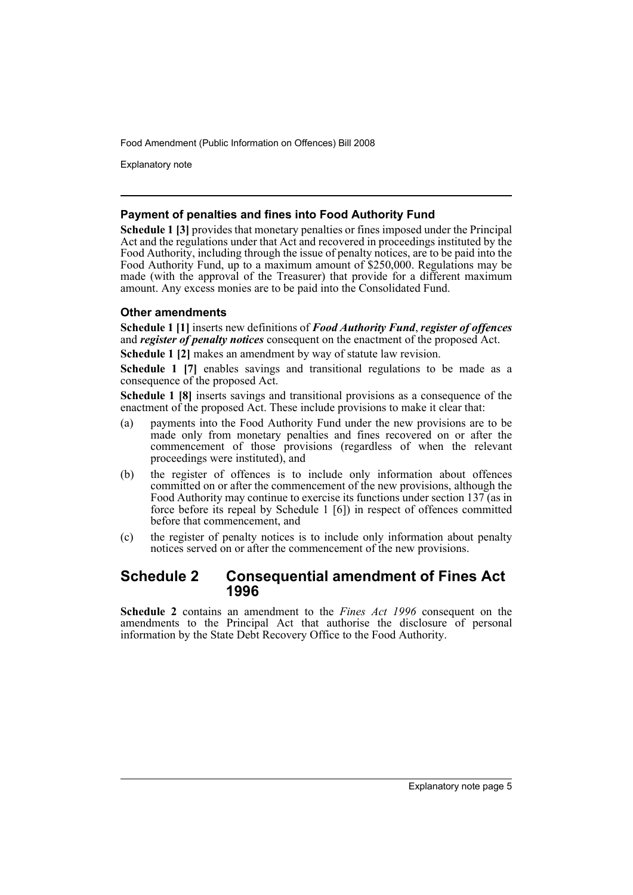### Payment of penalties and fines into Food Authority Fund

**Schedule 1 [3]** provides that monetary penalties or fines imposed under the Principal Act and the regulations under that Act and recovered in proceedings instituted by the Food Authority, including through the issue of penalty notices, are to be paid into the Food Authority Fund, up to a maximum amount of $250,000. Regulations may be made (with the approval of the Treasurer) that provide for a different maximum amount. Any excess monies are to be paid into the Consolidated Fund.

### Other amendments

**Schedule 1 [1]** inserts new definitions of ***Food Authority Fund***, ***register of offences*** and ***register of penalty notices*** consequent on the enactment of the proposed Act.

**Schedule 1 [2]** makes an amendment by way of statute law revision.

**Schedule 1 [7]** enables savings and transitional regulations to be made as a consequence of the proposed Act.

**Schedule 1 [8]** inserts savings and transitional provisions as a consequence of the enactment of the proposed Act. These include provisions to make it clear that:

(a) payments into the Food Authority Fund under the new provisions are to be made only from monetary penalties and fines recovered on or after the commencement of those provisions (regardless of when the relevant proceedings were instituted), and

(b) the register of offences is to include only information about offences committed on or after the commencement of the new provisions, although the Food Authority may continue to exercise its functions under section 137 (as in force before its repeal by Schedule 1 [6]) in respect of offences committed before that commencement, and

(c) the register of penalty notices is to include only information about penalty notices served on or after the commencement of the new provisions.

## Schedule 2 Consequential amendment of Fines Act 1996

**Schedule 2** contains an amendment to the *Fines Act 1996* consequent on the amendments to the Principal Act that authorise the disclosure of personal information by the State Debt Recovery Office to the Food Authority.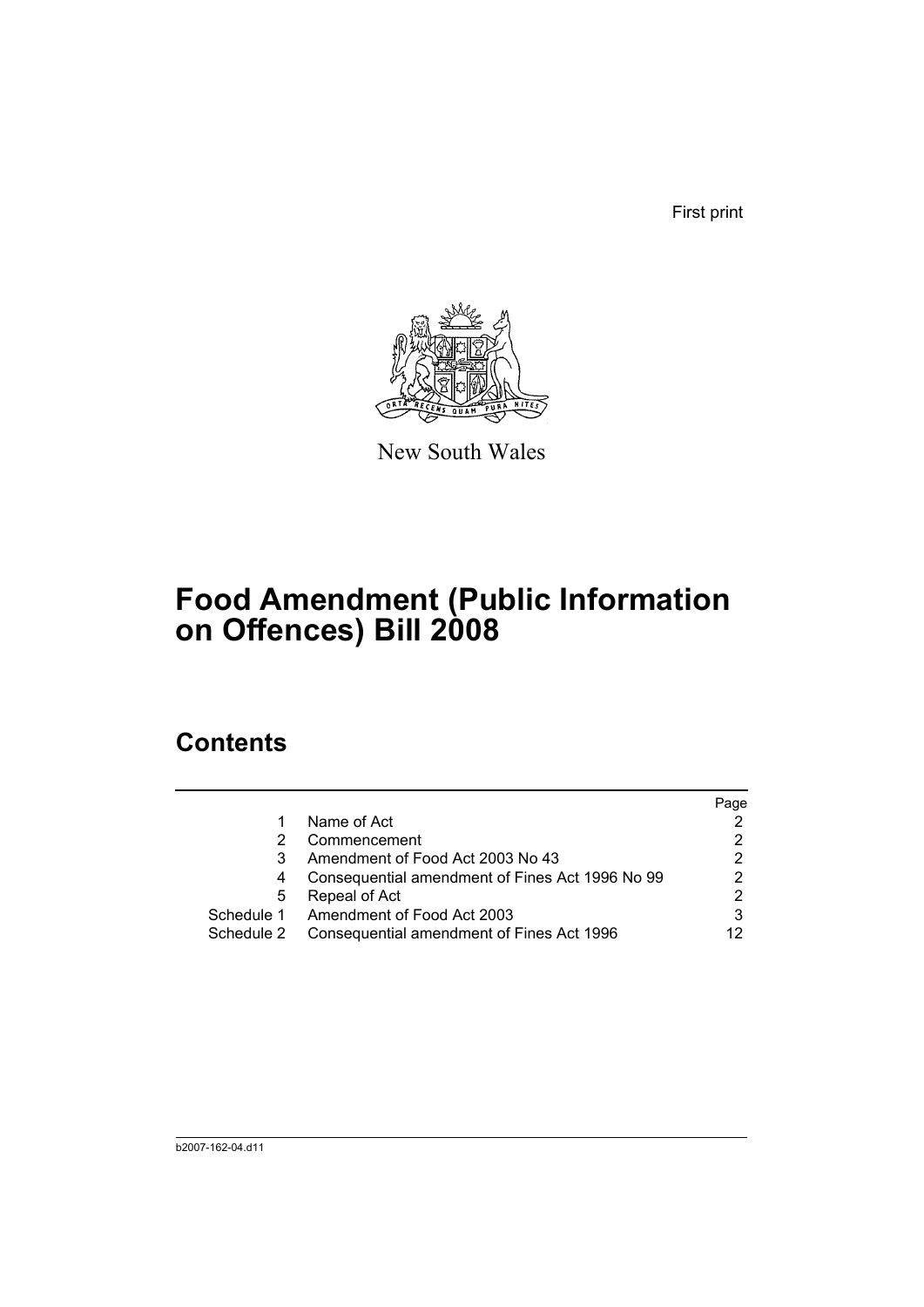First print

New South Wales

# Food Amendment (Public Information on Offences) Bill 2008

## Contents

| | | Page |
|---|---|---|
| 1 | Name of Act | 2 |
| 2 | Commencement | 2 |
| 3 | Amendment of Food Act 2003 No 43 | 2 |
| 4 | Consequential amendment of Fines Act 1996 No 99 | 2 |
| 5 | Repeal of Act | 2 |
| Schedule 1 | Amendment of Food Act 2003 | 3 |
| Schedule 2 | Consequential amendment of Fines Act 1996 | 12 |

b2007-162-04.d11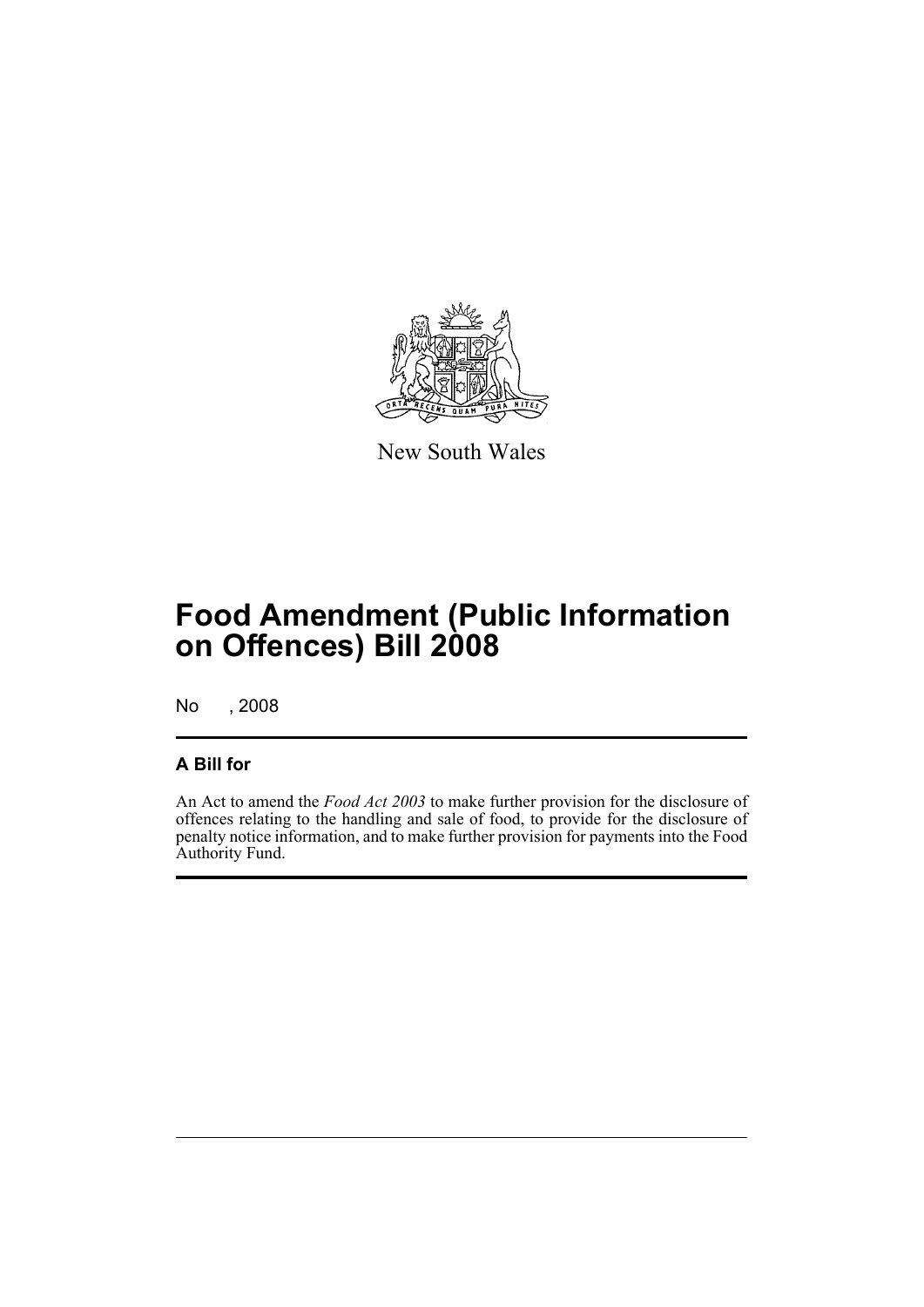New South Wales

# Food Amendment (Public Information on Offences) Bill 2008

No , 2008

## A Bill for

An Act to amend the *Food Act 2003* to make further provision for the disclosure of offences relating to the handling and sale of food, to provide for the disclosure of penalty notice information, and to make further provision for payments into the Food Authority Fund.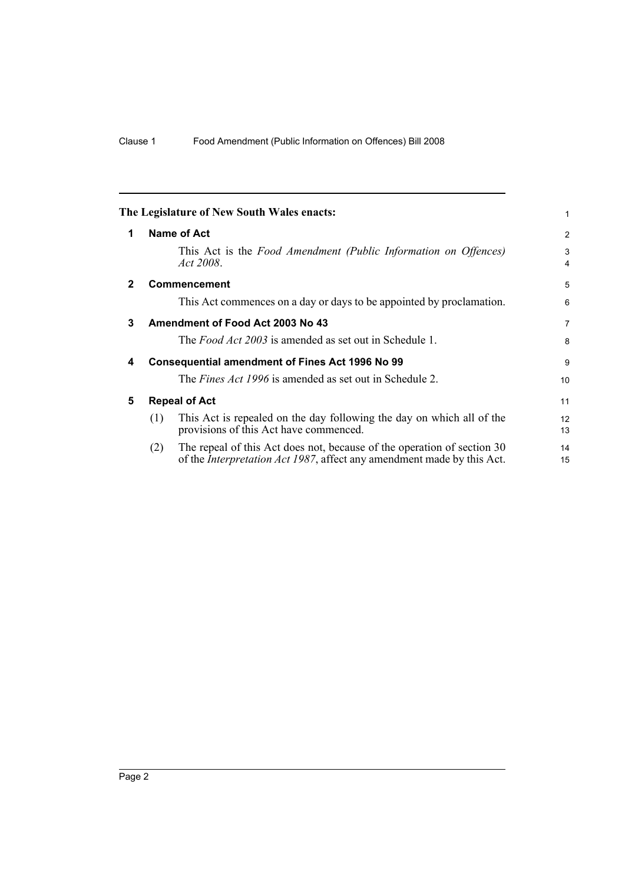**The Legislature of New South Wales enacts:**

## 1 Name of Act

This Act is the *Food Amendment (Public Information on Offences) Act 2008*.

## 2 Commencement

This Act commences on a day or days to be appointed by proclamation.

## 3 Amendment of Food Act 2003 No 43

The *Food Act 2003* is amended as set out in Schedule 1.

## 4 Consequential amendment of Fines Act 1996 No 99

The *Fines Act 1996* is amended as set out in Schedule 2.

## 5 Repeal of Act

(1) This Act is repealed on the day following the day on which all of the provisions of this Act have commenced.

(2) The repeal of this Act does not, because of the operation of section 30 of the *Interpretation Act 1987*, affect any amendment made by this Act.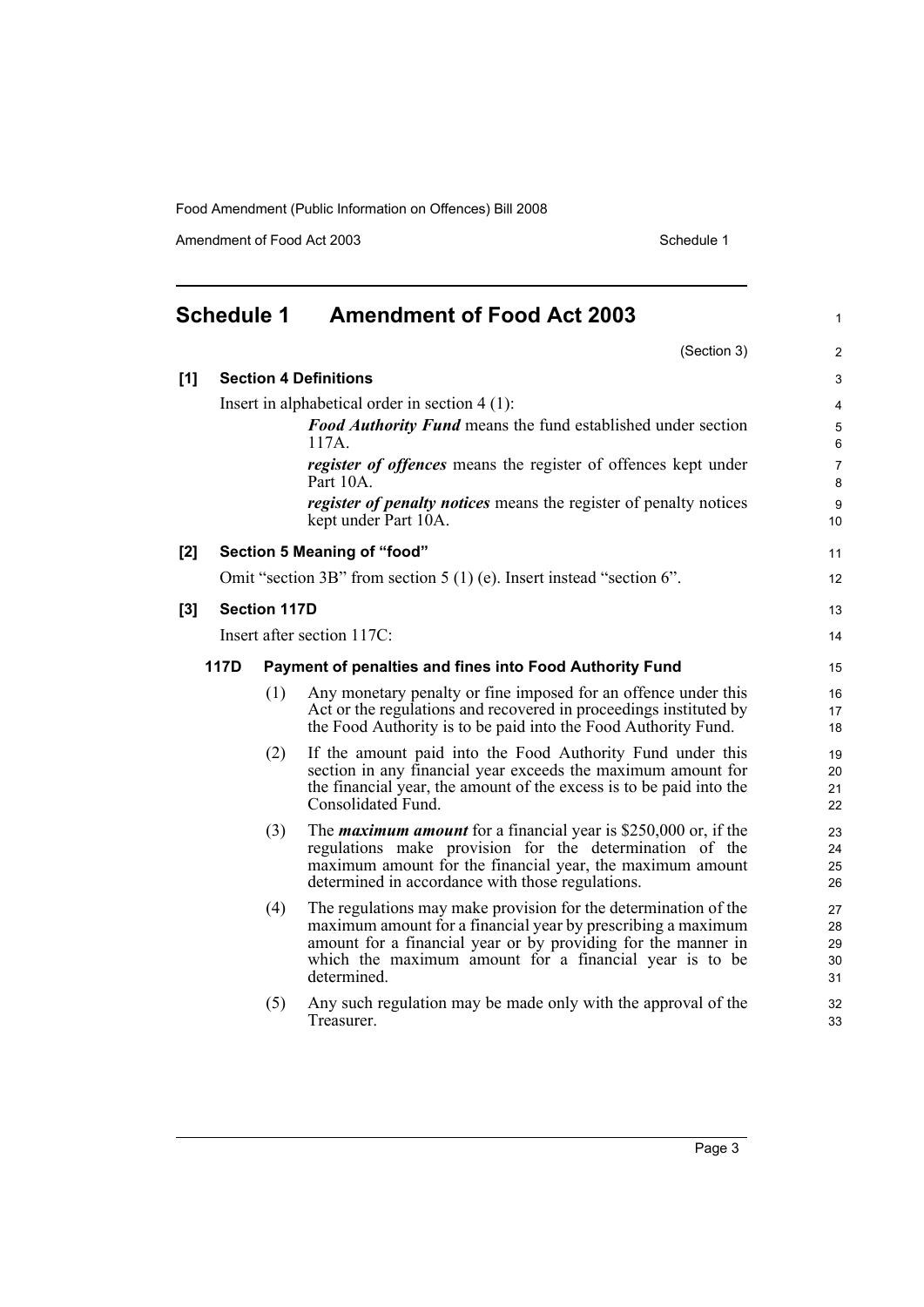# Schedule 1 Amendment of Food Act 2003

(Section 3)

**[1] Section 4 Definitions**

Insert in alphabetical order in section 4 (1):

> ***Food Authority Fund*** means the fund established under section 117A.
>
> ***register of offences*** means the register of offences kept under Part 10A.
>
> ***register of penalty notices*** means the register of penalty notices kept under Part 10A.

**[2] Section 5 Meaning of "food"**

Omit "section 3B" from section 5 (1) (e). Insert instead "section 6".

**[3] Section 117D**

Insert after section 117C:

**117D Payment of penalties and fines into Food Authority Fund**

(1) Any monetary penalty or fine imposed for an offence under this Act or the regulations and recovered in proceedings instituted by the Food Authority is to be paid into the Food Authority Fund.

(2) If the amount paid into the Food Authority Fund under this section in any financial year exceeds the maximum amount for the financial year, the amount of the excess is to be paid into the Consolidated Fund.

(3) The ***maximum amount*** for a financial year is $250,000 or, if the regulations make provision for the determination of the maximum amount for the financial year, the maximum amount determined in accordance with those regulations.

(4) The regulations may make provision for the determination of the maximum amount for a financial year by prescribing a maximum amount for a financial year or by providing for the manner in which the maximum amount for a financial year is to be determined.

(5) Any such regulation may be made only with the approval of the Treasurer.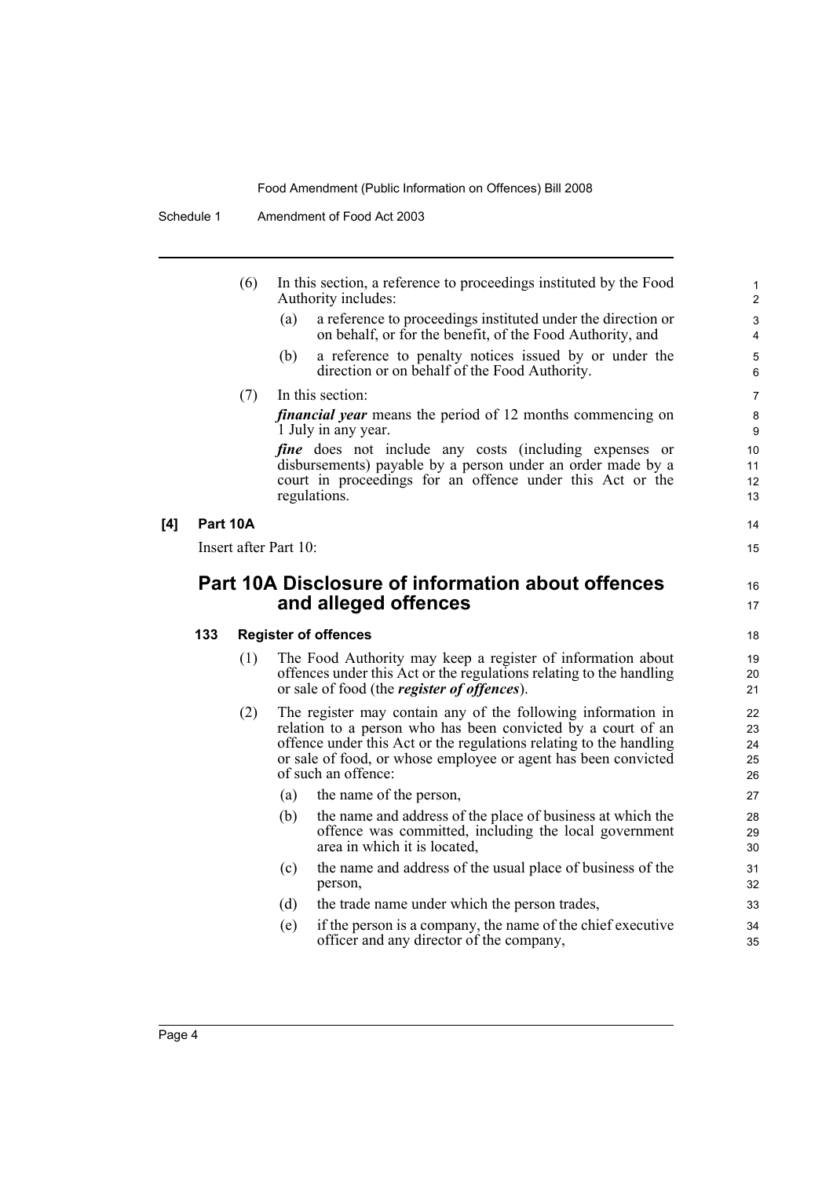(6) In this section, a reference to proceedings instituted by the Food Authority includes:

(a) a reference to proceedings instituted under the direction or on behalf, or for the benefit, of the Food Authority, and

(b) a reference to penalty notices issued by or under the direction or on behalf of the Food Authority.

(7) In this section:

***financial year*** means the period of 12 months commencing on 1 July in any year.

***fine*** does not include any costs (including expenses or disbursements) payable by a person under an order made by a court in proceedings for an offence under this Act or the regulations.

**[4] Part 10A**

Insert after Part 10:

## Part 10A Disclosure of information about offences and alleged offences

### 133 Register of offences

(1) The Food Authority may keep a register of information about offences under this Act or the regulations relating to the handling or sale of food (the ***register of offences***).

(2) The register may contain any of the following information in relation to a person who has been convicted by a court of an offence under this Act or the regulations relating to the handling or sale of food, or whose employee or agent has been convicted of such an offence:

(a) the name of the person,

(b) the name and address of the place of business at which the offence was committed, including the local government area in which it is located,

(c) the name and address of the usual place of business of the person,

(d) the trade name under which the person trades,

(e) if the person is a company, the name of the chief executive officer and any director of the company,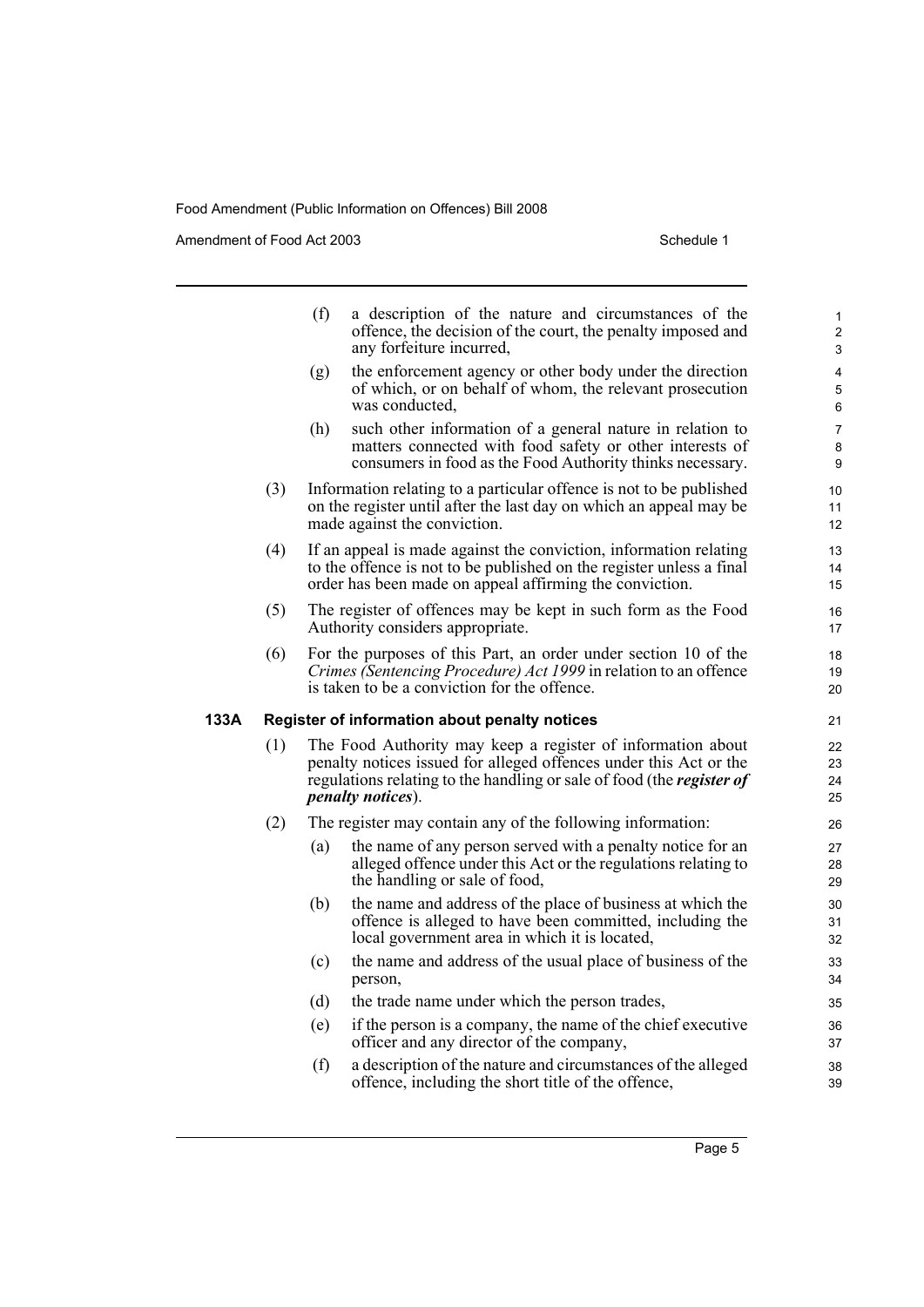(f) a description of the nature and circumstances of the offence, the decision of the court, the penalty imposed and any forfeiture incurred,

(g) the enforcement agency or other body under the direction of which, or on behalf of whom, the relevant prosecution was conducted,

(h) such other information of a general nature in relation to matters connected with food safety or other interests of consumers in food as the Food Authority thinks necessary.

(3) Information relating to a particular offence is not to be published on the register until after the last day on which an appeal may be made against the conviction.

(4) If an appeal is made against the conviction, information relating to the offence is not to be published on the register unless a final order has been made on appeal affirming the conviction.

(5) The register of offences may be kept in such form as the Food Authority considers appropriate.

(6) For the purposes of this Part, an order under section 10 of the *Crimes (Sentencing Procedure) Act 1999* in relation to an offence is taken to be a conviction for the offence.

### 133A Register of information about penalty notices

(1) The Food Authority may keep a register of information about penalty notices issued for alleged offences under this Act or the regulations relating to the handling or sale of food (the ***register of penalty notices***).

(2) The register may contain any of the following information:

(a) the name of any person served with a penalty notice for an alleged offence under this Act or the regulations relating to the handling or sale of food,

(b) the name and address of the place of business at which the offence is alleged to have been committed, including the local government area in which it is located,

(c) the name and address of the usual place of business of the person,

(d) the trade name under which the person trades,

(e) if the person is a company, the name of the chief executive officer and any director of the company,

(f) a description of the nature and circumstances of the alleged offence, including the short title of the offence,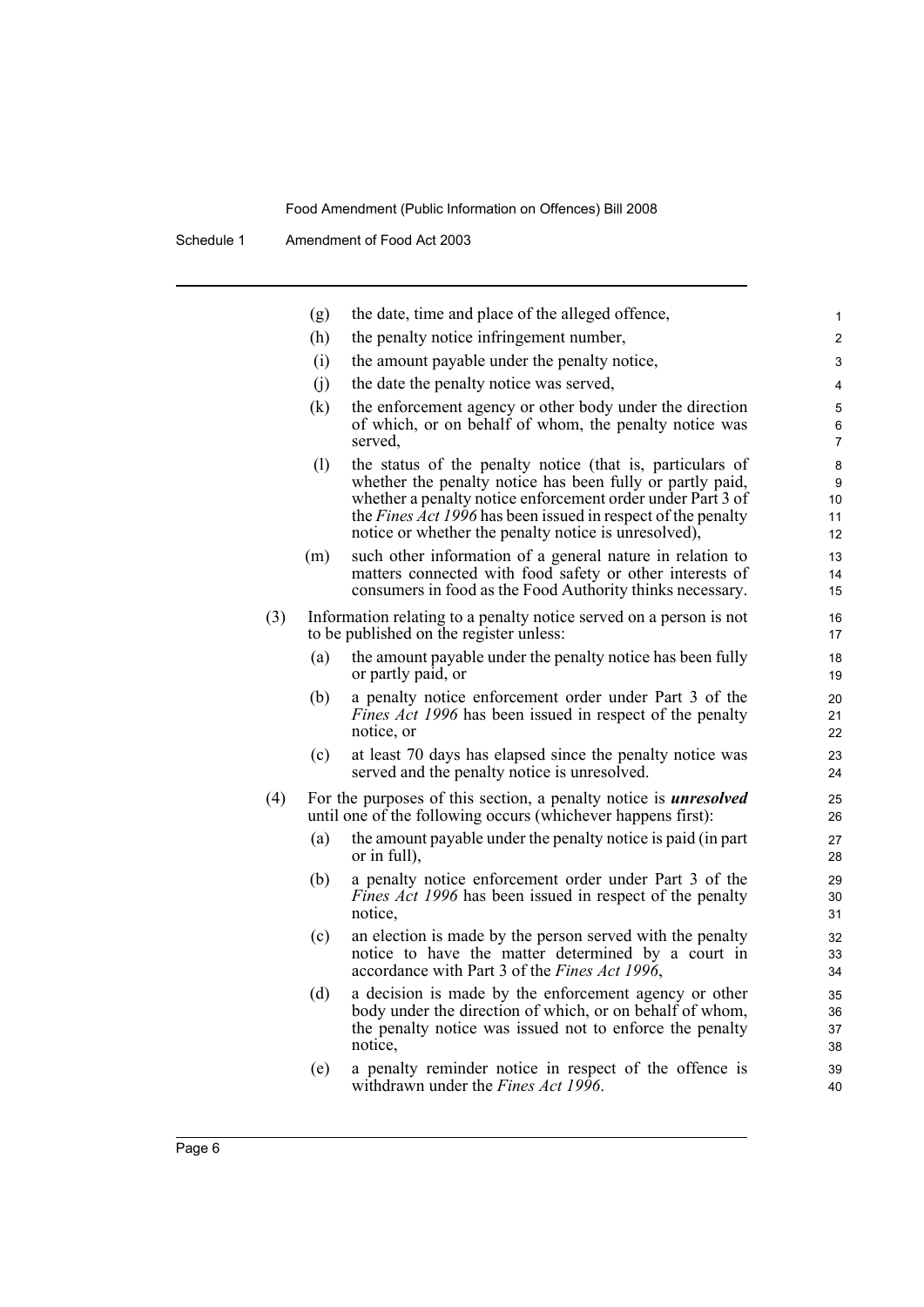(g) the date, time and place of the alleged offence,

(h) the penalty notice infringement number,

(i) the amount payable under the penalty notice,

(j) the date the penalty notice was served,

(k) the enforcement agency or other body under the direction of which, or on behalf of whom, the penalty notice was served,

(l) the status of the penalty notice (that is, particulars of whether the penalty notice has been fully or partly paid, whether a penalty notice enforcement order under Part 3 of the *Fines Act 1996* has been issued in respect of the penalty notice or whether the penalty notice is unresolved),

(m) such other information of a general nature in relation to matters connected with food safety or other interests of consumers in food as the Food Authority thinks necessary.

(3) Information relating to a penalty notice served on a person is not to be published on the register unless:

(a) the amount payable under the penalty notice has been fully or partly paid, or

(b) a penalty notice enforcement order under Part 3 of the *Fines Act 1996* has been issued in respect of the penalty notice, or

(c) at least 70 days has elapsed since the penalty notice was served and the penalty notice is unresolved.

(4) For the purposes of this section, a penalty notice is ***unresolved*** until one of the following occurs (whichever happens first):

(a) the amount payable under the penalty notice is paid (in part or in full),

(b) a penalty notice enforcement order under Part 3 of the *Fines Act 1996* has been issued in respect of the penalty notice,

(c) an election is made by the person served with the penalty notice to have the matter determined by a court in accordance with Part 3 of the *Fines Act 1996*,

(d) a decision is made by the enforcement agency or other body under the direction of which, or on behalf of whom, the penalty notice was issued not to enforce the penalty notice,

(e) a penalty reminder notice in respect of the offence is withdrawn under the *Fines Act 1996*.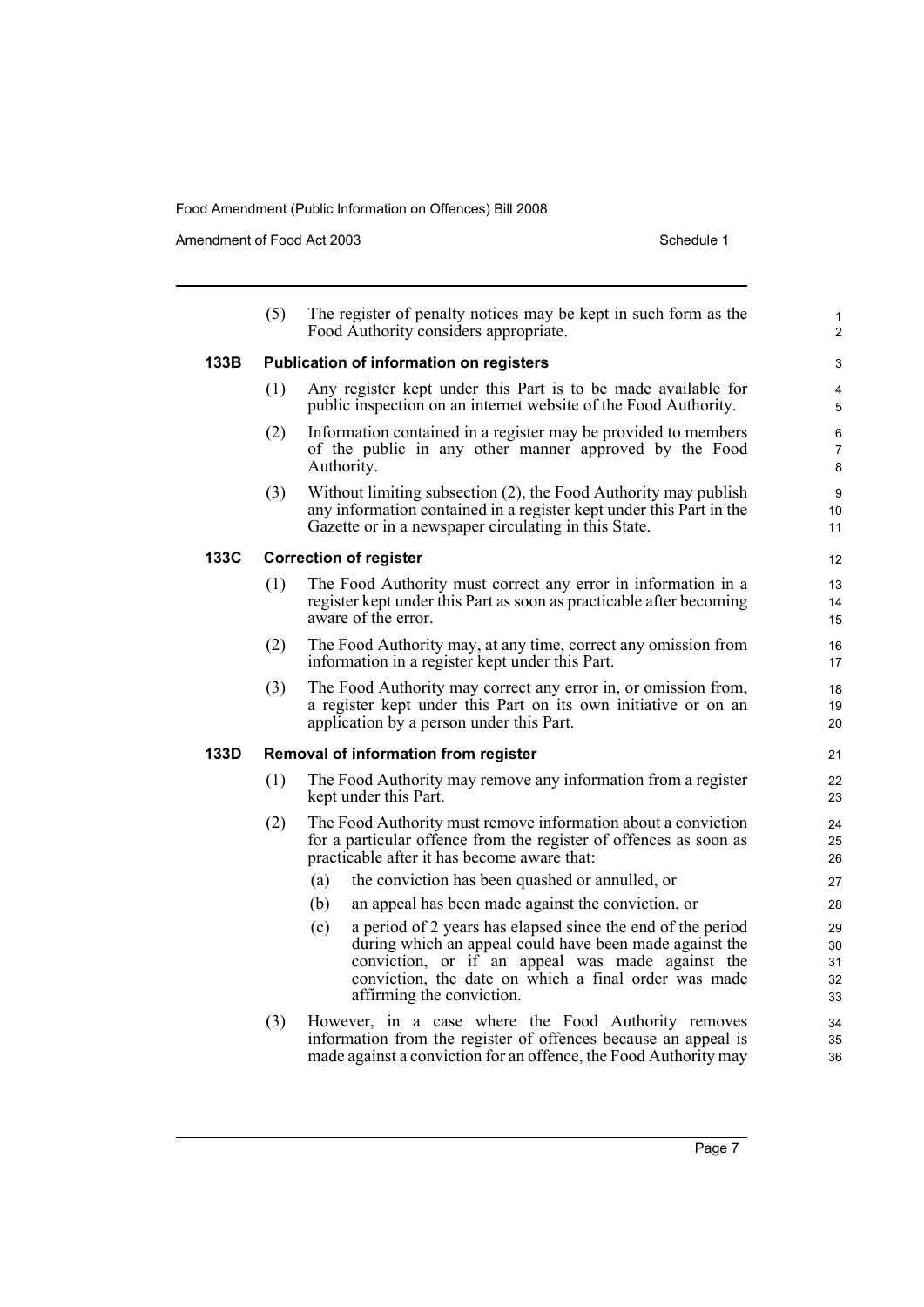(5) The register of penalty notices may be kept in such form as the Food Authority considers appropriate.

### 133B Publication of information on registers

(1) Any register kept under this Part is to be made available for public inspection on an internet website of the Food Authority.

(2) Information contained in a register may be provided to members of the public in any other manner approved by the Food Authority.

(3) Without limiting subsection (2), the Food Authority may publish any information contained in a register kept under this Part in the Gazette or in a newspaper circulating in this State.

### 133C Correction of register

(1) The Food Authority must correct any error in information in a register kept under this Part as soon as practicable after becoming aware of the error.

(2) The Food Authority may, at any time, correct any omission from information in a register kept under this Part.

(3) The Food Authority may correct any error in, or omission from, a register kept under this Part on its own initiative or on an application by a person under this Part.

### 133D Removal of information from register

(1) The Food Authority may remove any information from a register kept under this Part.

(2) The Food Authority must remove information about a conviction for a particular offence from the register of offences as soon as practicable after it has become aware that:

- (a) the conviction has been quashed or annulled, or
- (b) an appeal has been made against the conviction, or
- (c) a period of 2 years has elapsed since the end of the period during which an appeal could have been made against the conviction, or if an appeal was made against the conviction, the date on which a final order was made affirming the conviction.

(3) However, in a case where the Food Authority removes information from the register of offences because an appeal is made against a conviction for an offence, the Food Authority may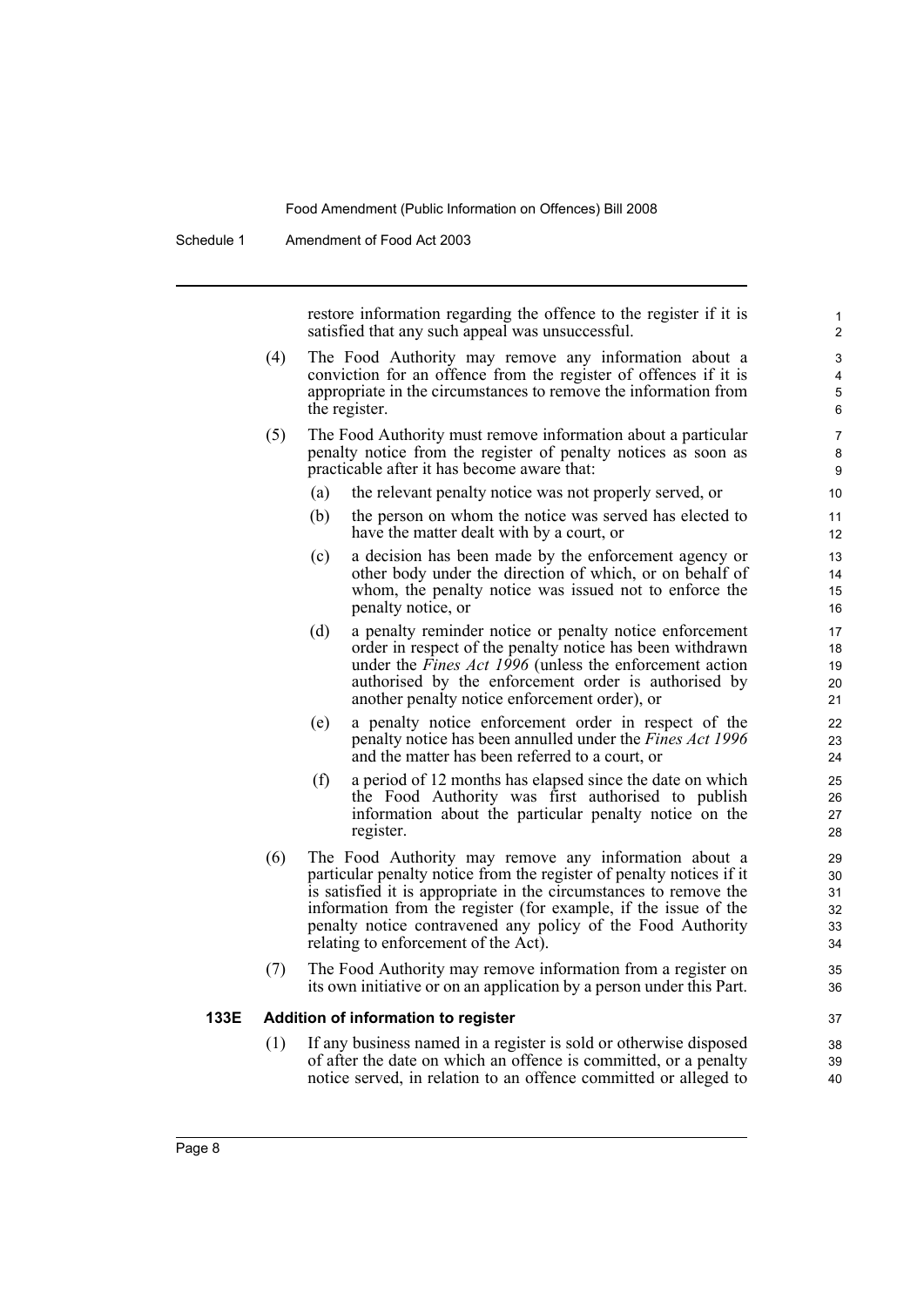restore information regarding the offence to the register if it is satisfied that any such appeal was unsuccessful.

(4) The Food Authority may remove any information about a conviction for an offence from the register of offences if it is appropriate in the circumstances to remove the information from the register.

(5) The Food Authority must remove information about a particular penalty notice from the register of penalty notices as soon as practicable after it has become aware that:

(a) the relevant penalty notice was not properly served, or

(b) the person on whom the notice was served has elected to have the matter dealt with by a court, or

(c) a decision has been made by the enforcement agency or other body under the direction of which, or on behalf of whom, the penalty notice was issued not to enforce the penalty notice, or

(d) a penalty reminder notice or penalty notice enforcement order in respect of the penalty notice has been withdrawn under the *Fines Act 1996* (unless the enforcement action authorised by the enforcement order is authorised by another penalty notice enforcement order), or

(e) a penalty notice enforcement order in respect of the penalty notice has been annulled under the *Fines Act 1996* and the matter has been referred to a court, or

(f) a period of 12 months has elapsed since the date on which the Food Authority was first authorised to publish information about the particular penalty notice on the register.

(6) The Food Authority may remove any information about a particular penalty notice from the register of penalty notices if it is satisfied it is appropriate in the circumstances to remove the information from the register (for example, if the issue of the penalty notice contravened any policy of the Food Authority relating to enforcement of the Act).

(7) The Food Authority may remove information from a register on its own initiative or on an application by a person under this Part.

**133E Addition of information to register**

(1) If any business named in a register is sold or otherwise disposed of after the date on which an offence is committed, or a penalty notice served, in relation to an offence committed or alleged to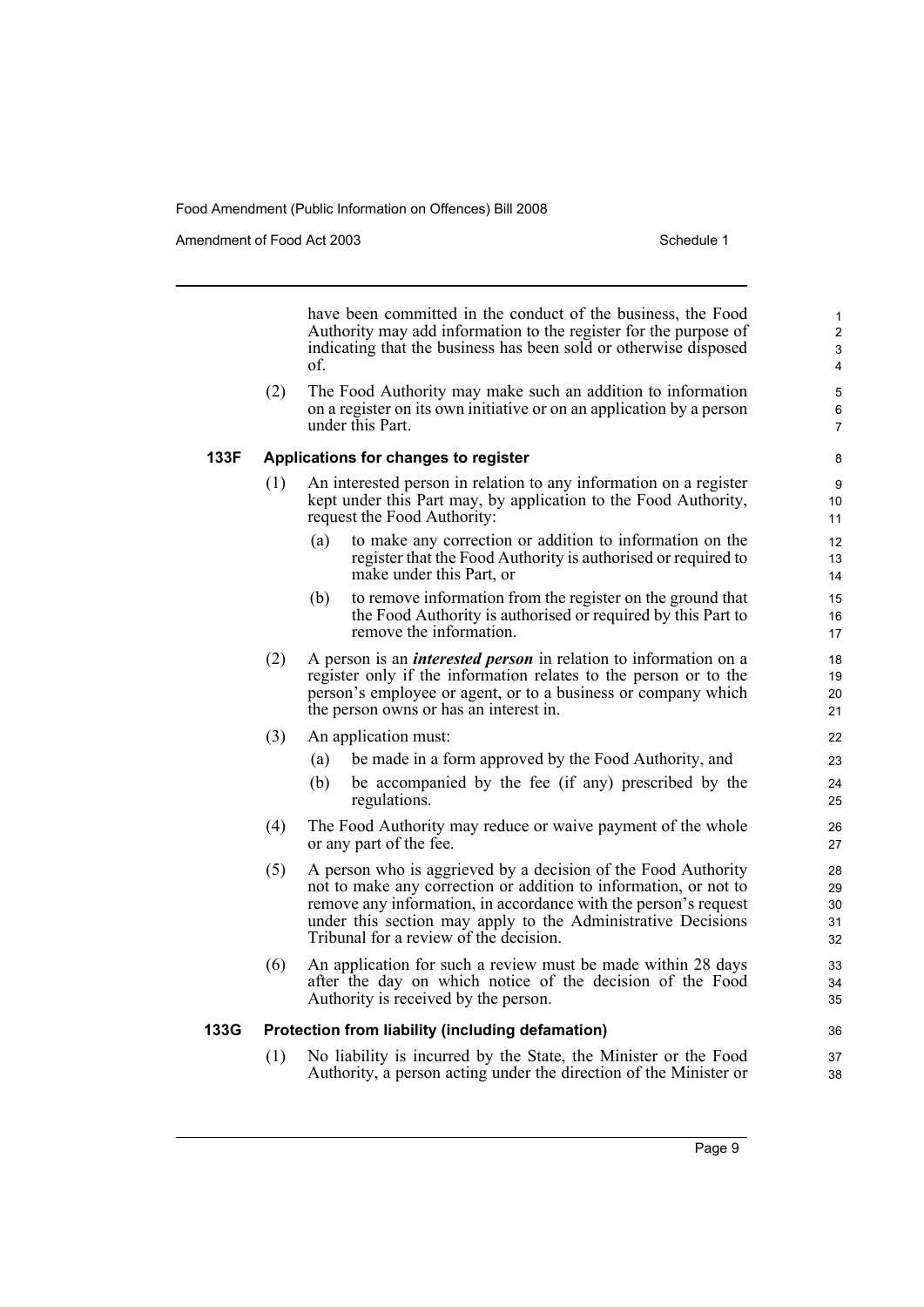have been committed in the conduct of the business, the Food Authority may add information to the register for the purpose of indicating that the business has been sold or otherwise disposed of.

(2) The Food Authority may make such an addition to information on a register on its own initiative or on an application by a person under this Part.

**133F Applications for changes to register**

(1) An interested person in relation to any information on a register kept under this Part may, by application to the Food Authority, request the Food Authority:

(a) to make any correction or addition to information on the register that the Food Authority is authorised or required to make under this Part, or

(b) to remove information from the register on the ground that the Food Authority is authorised or required by this Part to remove the information.

(2) A person is an ***interested person*** in relation to information on a register only if the information relates to the person or to the person's employee or agent, or to a business or company which the person owns or has an interest in.

(3) An application must:

(a) be made in a form approved by the Food Authority, and

(b) be accompanied by the fee (if any) prescribed by the regulations.

(4) The Food Authority may reduce or waive payment of the whole or any part of the fee.

(5) A person who is aggrieved by a decision of the Food Authority not to make any correction or addition to information, or not to remove any information, in accordance with the person's request under this section may apply to the Administrative Decisions Tribunal for a review of the decision.

(6) An application for such a review must be made within 28 days after the day on which notice of the decision of the Food Authority is received by the person.

**133G Protection from liability (including defamation)**

(1) No liability is incurred by the State, the Minister or the Food Authority, a person acting under the direction of the Minister or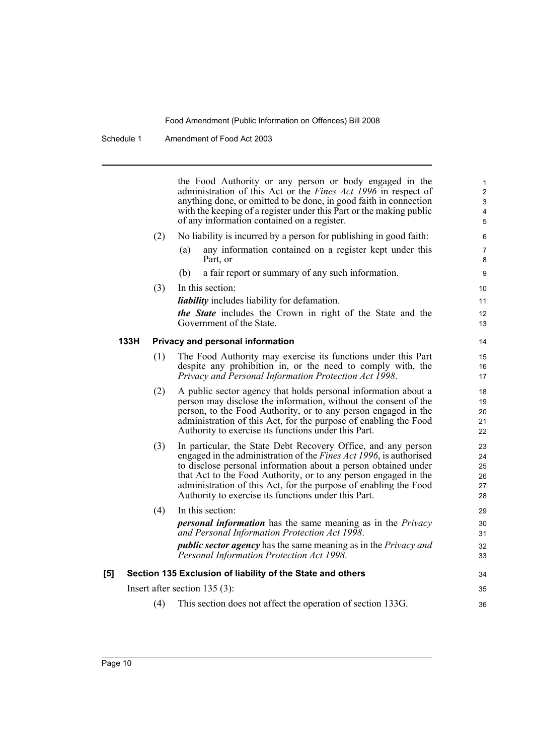the Food Authority or any person or body engaged in the administration of this Act or the *Fines Act 1996* in respect of anything done, or omitted to be done, in good faith in connection with the keeping of a register under this Part or the making public of any information contained on a register.

(2) No liability is incurred by a person for publishing in good faith:

(a) any information contained on a register kept under this Part, or

(b) a fair report or summary of any such information.

(3) In this section:

***liability*** includes liability for defamation.

***the State*** includes the Crown in right of the State and the Government of the State.

**133H Privacy and personal information**

(1) The Food Authority may exercise its functions under this Part despite any prohibition in, or the need to comply with, the *Privacy and Personal Information Protection Act 1998*.

(2) A public sector agency that holds personal information about a person may disclose the information, without the consent of the person, to the Food Authority, or to any person engaged in the administration of this Act, for the purpose of enabling the Food Authority to exercise its functions under this Part.

(3) In particular, the State Debt Recovery Office, and any person engaged in the administration of the *Fines Act 1996*, is authorised to disclose personal information about a person obtained under that Act to the Food Authority, or to any person engaged in the administration of this Act, for the purpose of enabling the Food Authority to exercise its functions under this Part.

(4) In this section:

***personal information*** has the same meaning as in the *Privacy and Personal Information Protection Act 1998*.

***public sector agency*** has the same meaning as in the *Privacy and Personal Information Protection Act 1998*.

**[5] Section 135 Exclusion of liability of the State and others**

Insert after section 135 (3):

(4) This section does not affect the operation of section 133G.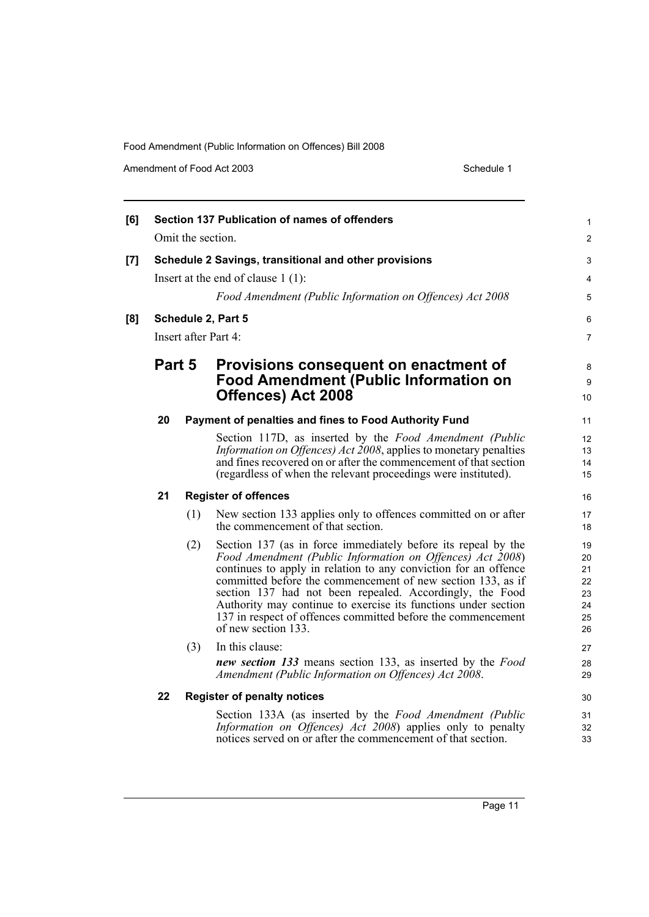**[6] Section 137 Publication of names of offenders**

Omit the section.

**[7] Schedule 2 Savings, transitional and other provisions**

Insert at the end of clause 1 (1):

*Food Amendment (Public Information on Offences) Act 2008*

**[8] Schedule 2, Part 5**

Insert after Part 4:

## Part 5 Provisions consequent on enactment of Food Amendment (Public Information on Offences) Act 2008

### 20 Payment of penalties and fines to Food Authority Fund

Section 117D, as inserted by the *Food Amendment (Public Information on Offences) Act 2008*, applies to monetary penalties and fines recovered on or after the commencement of that section (regardless of when the relevant proceedings were instituted).

### 21 Register of offences

(1) New section 133 applies only to offences committed on or after the commencement of that section.

(2) Section 137 (as in force immediately before its repeal by the *Food Amendment (Public Information on Offences) Act 2008*) continues to apply in relation to any conviction for an offence committed before the commencement of new section 133, as if section 137 had not been repealed. Accordingly, the Food Authority may continue to exercise its functions under section 137 in respect of offences committed before the commencement of new section 133.

(3) In this clause:

***new section 133*** means section 133, as inserted by the *Food Amendment (Public Information on Offences) Act 2008*.

### 22 Register of penalty notices

Section 133A (as inserted by the *Food Amendment (Public Information on Offences) Act 2008*) applies only to penalty notices served on or after the commencement of that section.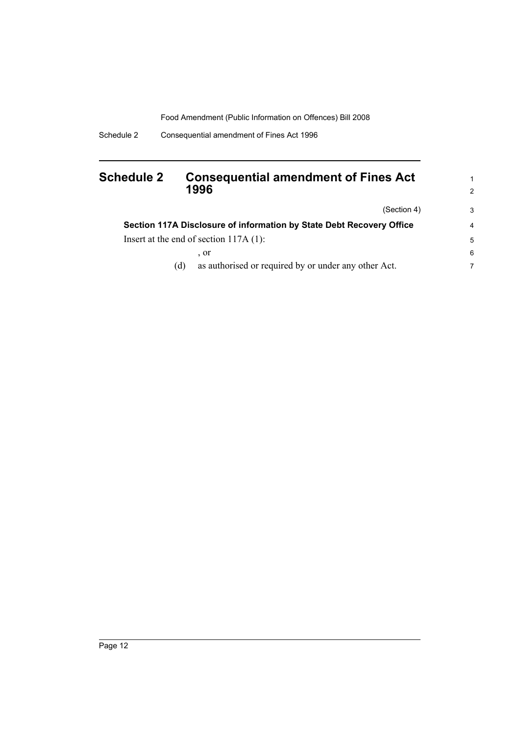## Schedule 2 Consequential amendment of Fines Act 1996

(Section 4)

**Section 117A Disclosure of information by State Debt Recovery Office**

Insert at the end of section 117A (1):

, or

(d) as authorised or required by or under any other Act.